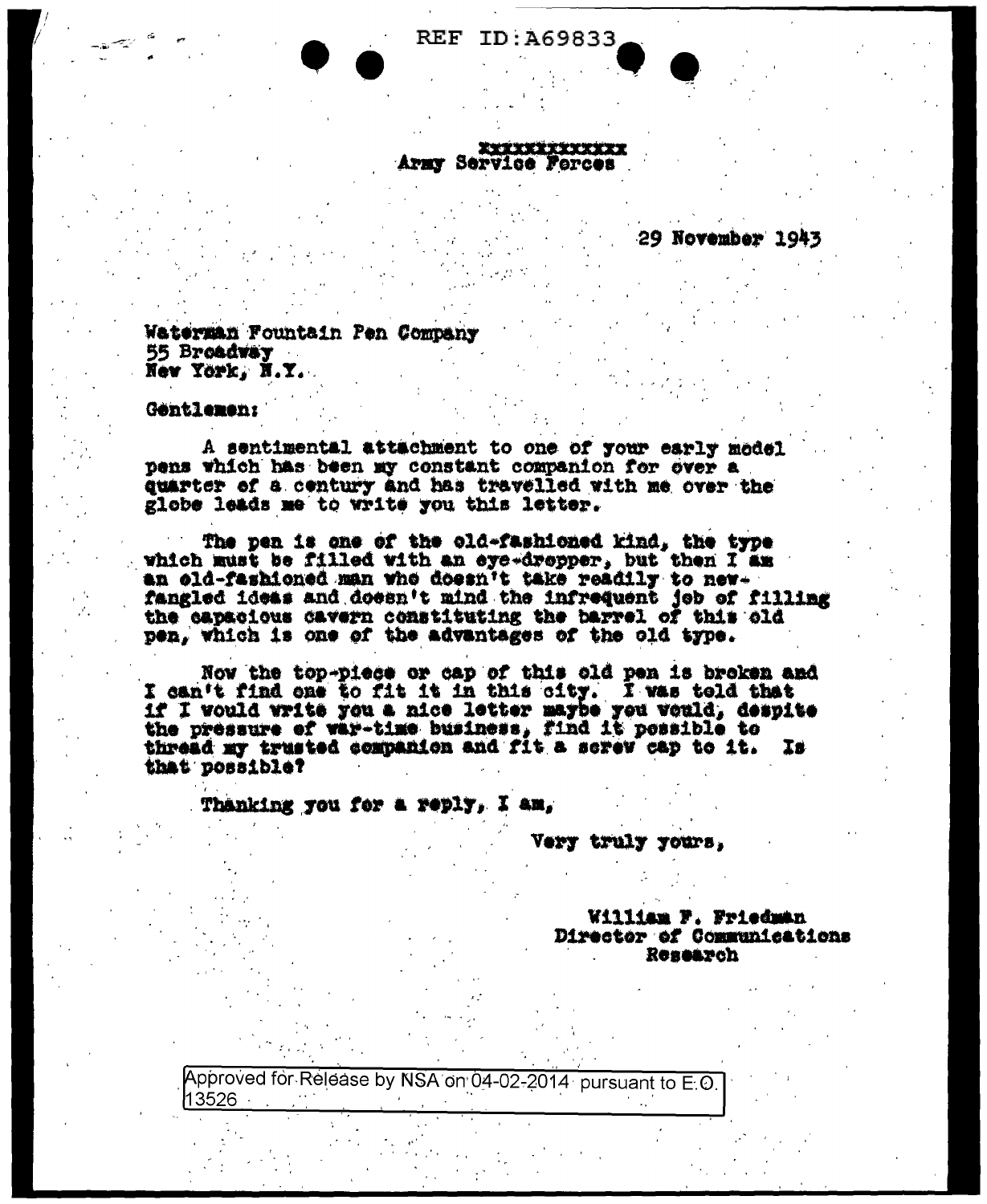~~xxxxxxxxxxxxx~~
Army Service Forces

29 November 1943

Waterman Fountain Pen Company
55 Broadway
New York, N.Y.

Gentlemen:

A sentimental attachment to one of your early model pens which has been my constant companion for over a quarter of a century and has travelled with me over the globe leads me to write you this letter.

The pen is one of the old-fashioned kind, the type which must be filled with an eye-dropper, but then I am an old-fashioned man who doesn't take readily to new-fangled ideas and doesn't mind the infrequent job of filling the capacious cavern constituting the barrel of this old pen, which is one of the advantages of the old type.

Now the top-piece or cap of this old pen is broken and I can't find one to fit it in this city. I was told that if I would write you a nice letter maybe you would, despite the pressure of war-time business, find it possible to thread my trusted companion and fit a screw cap to it. Is that possible?

Thanking you for a reply, I am,

Very truly yours,

William F. Friedman
Director of Communications Research

Approved for Release by NSA on 04-02-2014 pursuant to E.O. 13526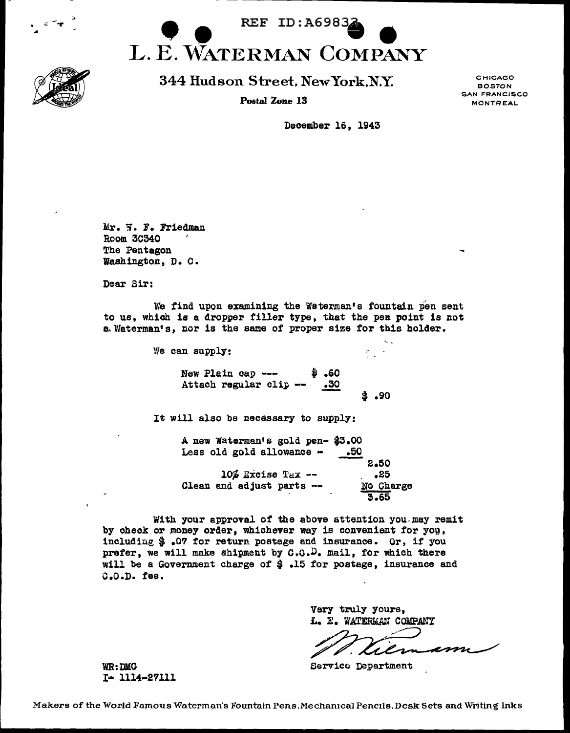REF ID:A69833

# L. E. WATERMAN COMPANY

**344 Hudson Street, New York, N.Y.**

**Postal Zone 13**

CHICAGO
BOSTON
SAN FRANCISCO
MONTREAL

December 16, 1943

Mr. W. F. Friedman
Room 3C340
The Pentagon
Washington, D. C.

Dear Sir:

We find upon examining the Waterman's fountain pen sent to us, which is a dropper filler type, that the pen point is not a Waterman's, nor is the same of proper size for this holder.

We can supply:

| | | |
|---|---|---|
| New Plain cap --- | $ .60 | |
| Attach regular clip -- | .30 | |
| | | $ .90 |

It will also be necessary to supply:

| | |
|---|---|
| A new Waterman's gold pen- | $3.00 |
| Less old gold allowance - | .50 |
| | 2.50 |
| 10% Excise Tax -- | .25 |
| Clean and adjust parts -- | No Charge |
| | 3.65 |

With your approval of the above attention you may remit by check or money order, whichever way is convenient for you, including $ .07 for return postage and insurance. Or, if you prefer, we will make shipment by C.O.D. mail, for which there will be a Government charge of $ .15 for postage, insurance and C.O.D. fee.

Very truly yours,
L. E. WATERMAN COMPANY

W. Kiernan

Service Department

WR:DMG
I- 1114-27111

Makers of the World Famous Waterman's Fountain Pens, Mechanical Pencils, Desk Sets and Writing Inks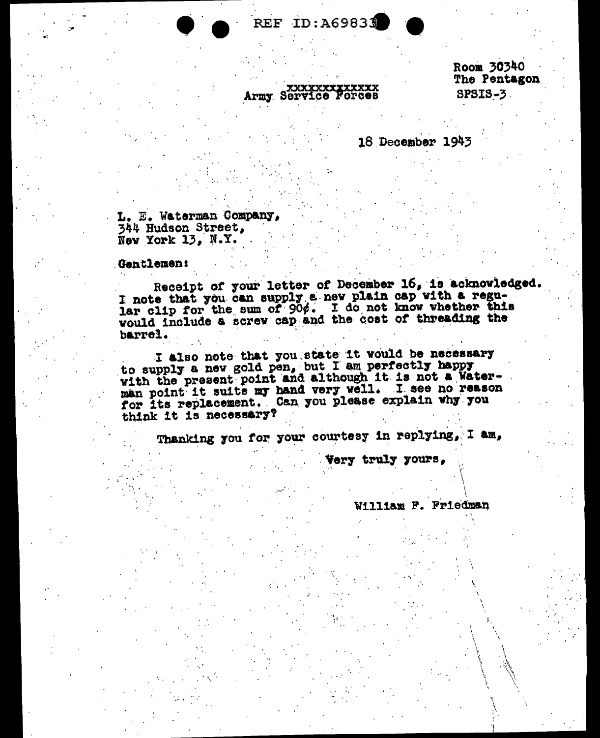~~xxxxxxxxxxxxx~~
Army Service Forces

Room 30340
The Pentagon
SPSIS-3

18 December 1943

L. E. Waterman Company,
344 Hudson Street,
New York 13, N.Y.

Gentlemen:

Receipt of your letter of December 16, is acknowledged. I note that you can supply a new plain cap with a regular clip for the sum of 90¢. I do not know whether this would include a screw cap and the cost of threading the barrel.

I also note that you state it would be necessary to supply a new gold pen, but I am perfectly happy with the present point and although it is not a Waterman point it suits my hand very well. I see no reason for its replacement. Can you please explain why you think it is necessary?

Thanking you for your courtesy in replying, I am,

Very truly yours,

William F. Friedman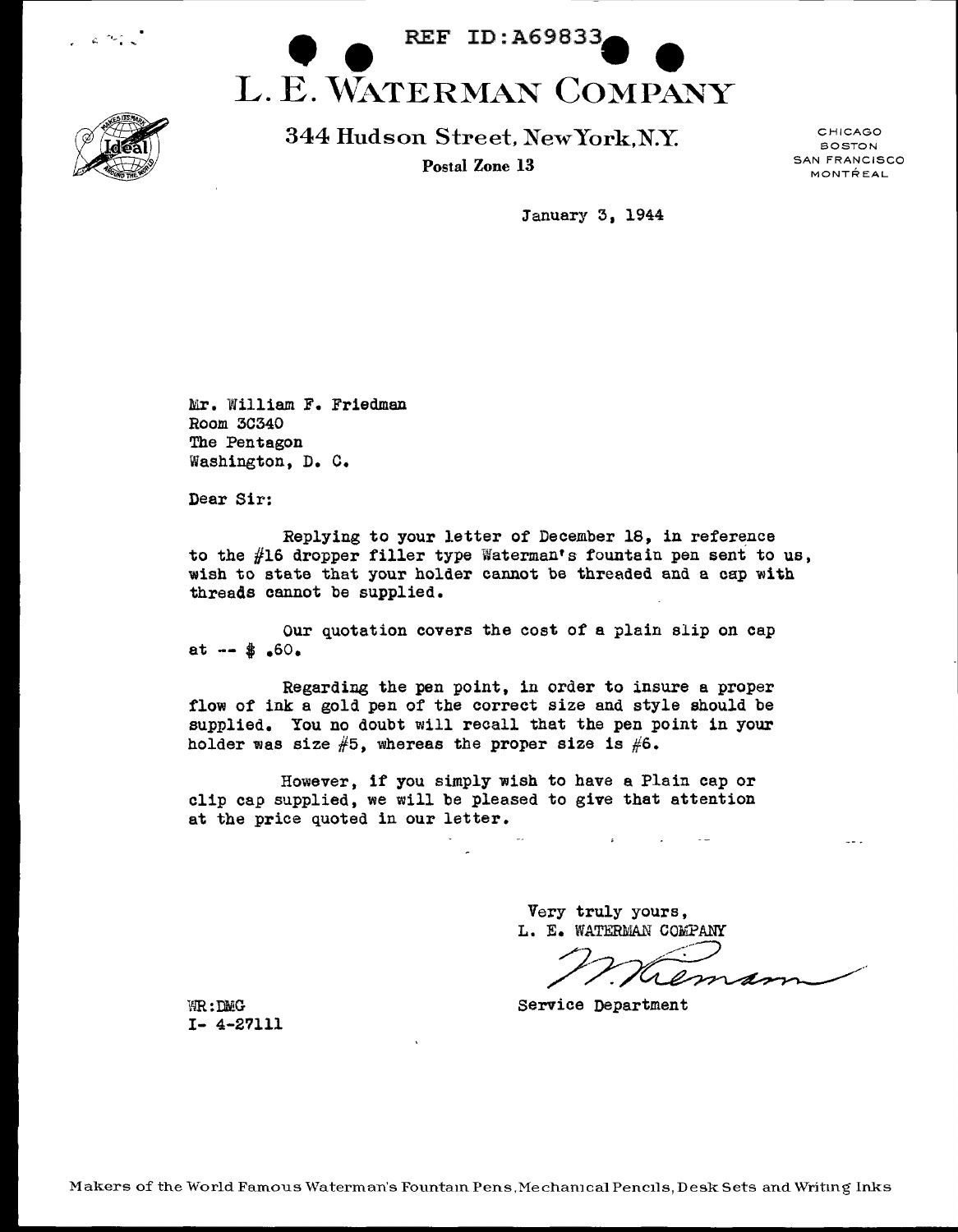REF ID:A69833

# L. E. WATERMAN COMPANY

344 Hudson Street, New York, N.Y.

Postal Zone 13

CHICAGO
BOSTON
SAN FRANCISCO
MONTRÉAL

January 3, 1944

Mr. William F. Friedman
Room 3C340
The Pentagon
Washington, D. C.

Dear Sir:

Replying to your letter of December 18, in reference to the #16 dropper filler type Waterman's fountain pen sent to us, wish to state that your holder cannot be threaded and a cap with threads cannot be supplied.

Our quotation covers the cost of a plain slip on cap at -- $ .60.

Regarding the pen point, in order to insure a proper flow of ink a gold pen of the correct size and style should be supplied. You no doubt will recall that the pen point in your holder was size #5, whereas the proper size is #6.

However, if you simply wish to have a Plain cap or clip cap supplied, we will be pleased to give that attention at the price quoted in our letter.

Very truly yours,
L. E. WATERMAN COMPANY

W. Rieman

Service Department

WR:DMG
I- 4-27111

Makers of the World Famous Waterman's Fountain Pens, Mechanical Pencils, Desk Sets and Writing Inks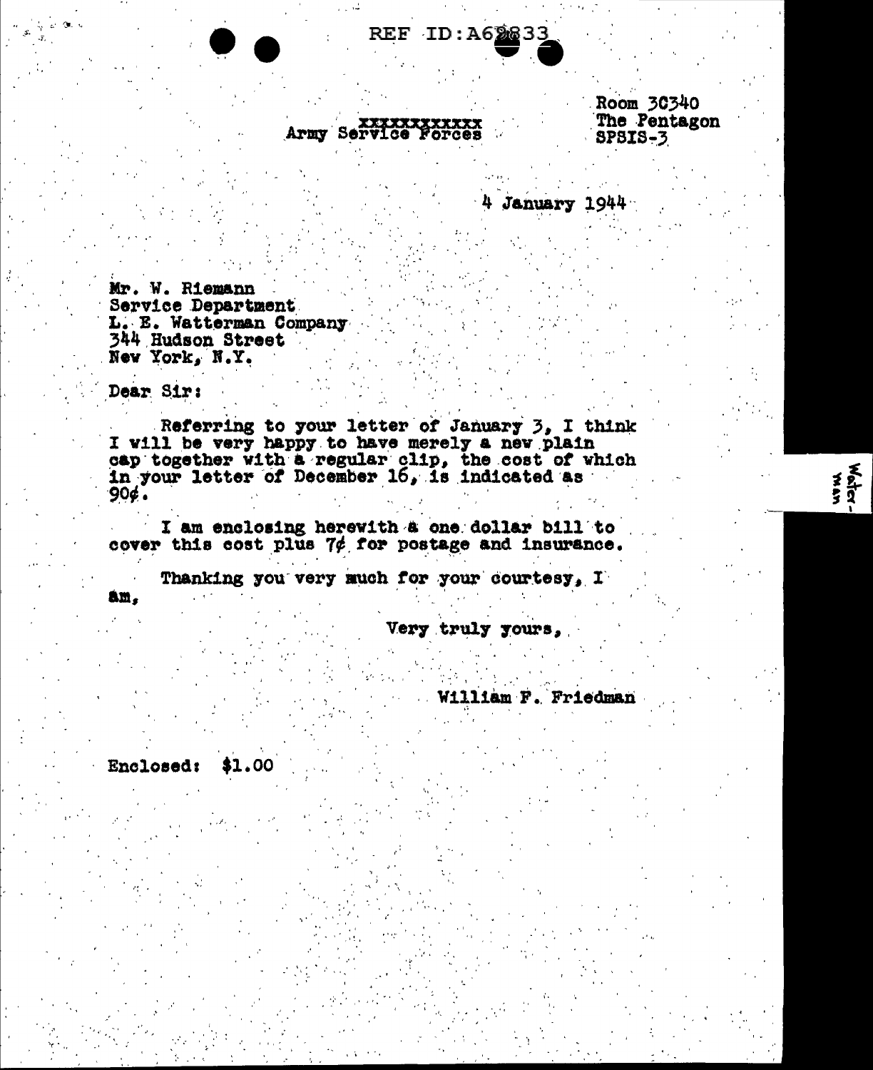REF ID:A62833

~~xxxxxxxxxxxx~~
Army Service Forces

Room 3C340
The Pentagon
SPSIS-3

4 January 1944

Mr. W. Riemann
Service Department
L. E. Watterman Company
344 Hudson Street
New York, N.Y.

Dear Sir:

Referring to your letter of January 3, I think I will be very happy to have merely a new plain cap together with a regular clip, the cost of which in your letter of December 16, is indicated as 90¢.

I am enclosing herewith a one dollar bill to cover this cost plus 7¢ for postage and insurance.

Thanking you very much for your courtesy, I am,

Very truly yours,

William F. Friedman

Enclosed: $1.00

Water-man